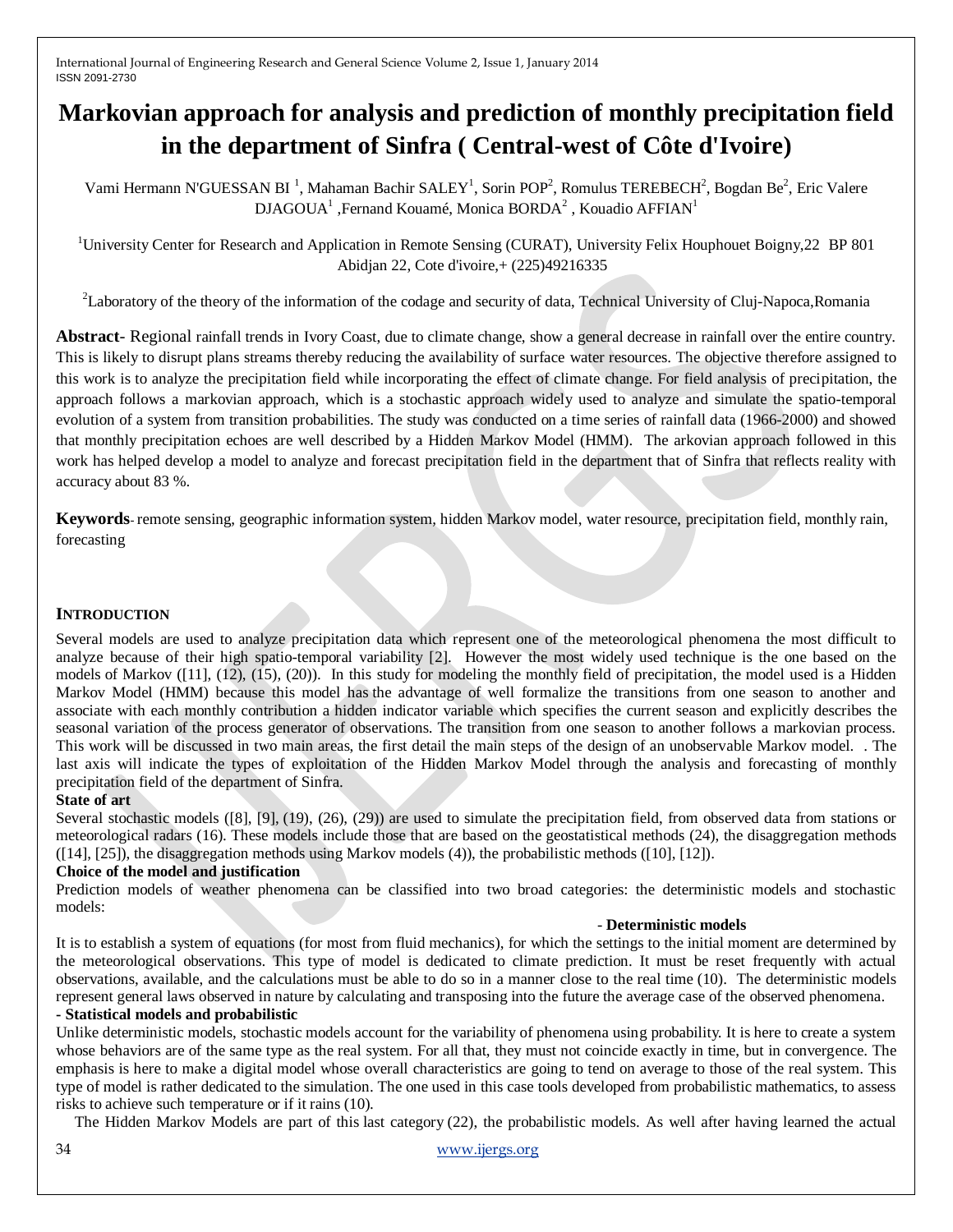# Markovian approach for analysis and prediction of monthly precipitation field in the department of Sinfra ( Central-west of Côte d'Ivoire)

Vami Hermann N'GUESSAN BI [1], Mahaman Bachir SALEY[1], Sorin POP[2], Romulus TEREBECH[2], Bogdan Be[2], Eric Valere DJAGOUA[1] ,Fernand Kouamé, Monica BORDA[2] , Kouadio AFFIAN[1]

[1]University Center for Research and Application in Remote Sensing (CURAT), University Felix Houphouet Boigny,22 BP 801 Abidjan 22, Cote d'ivoire,+ (225)49216335

[2]Laboratory of the theory of the information of the codage and security of data, Technical University of Cluj-Napoca,Romania

**Abstract**- Regional rainfall trends in Ivory Coast, due to climate change, show a general decrease in rainfall over the entire country. This is likely to disrupt plans streams thereby reducing the availability of surface water resources. The objective therefore assigned to this work is to analyze the precipitation field while incorporating the effect of climate change. For field analysis of precipitation, the approach follows a markovian approach, which is a stochastic approach widely used to analyze and simulate the spatio-temporal evolution of a system from transition probabilities. The study was conducted on a time series of rainfall data (1966-2000) and showed that monthly precipitation echoes are well described by a Hidden Markov Model (HMM). The arkovian approach followed in this work has helped develop a model to analyze and forecast precipitation field in the department that of Sinfra that reflects reality with accuracy about 83 %.

**Keywords**- remote sensing, geographic information system, hidden Markov model, water resource, precipitation field, monthly rain, forecasting

## INTRODUCTION

Several models are used to analyze precipitation data which represent one of the meteorological phenomena the most difficult to analyze because of their high spatio-temporal variability [2]. However the most widely used technique is the one based on the models of Markov ([11], (12), (15), (20)). In this study for modeling the monthly field of precipitation, the model used is a Hidden Markov Model (HMM) because this model has the advantage of well formalize the transitions from one season to another and associate with each monthly contribution a hidden indicator variable which specifies the current season and explicitly describes the seasonal variation of the process generator of observations. The transition from one season to another follows a markovian process. This work will be discussed in two main areas, the first detail the main steps of the design of an unobservable Markov model. . The last axis will indicate the types of exploitation of the Hidden Markov Model through the analysis and forecasting of monthly precipitation field of the department of Sinfra.

### State of art

Several stochastic models ([8], [9], (19), (26), (29)) are used to simulate the precipitation field, from observed data from stations or meteorological radars (16). These models include those that are based on the geostatistical methods (24), the disaggregation methods ([14], [25]), the disaggregation methods using Markov models (4)), the probabilistic methods ([10], [12]).

### Choice of the model and justification

Prediction models of weather phenomena can be classified into two broad categories: the deterministic models and stochastic models:

**- Deterministic models**

It is to establish a system of equations (for most from fluid mechanics), for which the settings to the initial moment are determined by the meteorological observations. This type of model is dedicated to climate prediction. It must be reset frequently with actual observations, available, and the calculations must be able to do so in a manner close to the real time (10). The deterministic models represent general laws observed in nature by calculating and transposing into the future the average case of the observed phenomena.

**- Statistical models and probabilistic**

Unlike deterministic models, stochastic models account for the variability of phenomena using probability. It is here to create a system whose behaviors are of the same type as the real system. For all that, they must not coincide exactly in time, but in convergence. The emphasis is here to make a digital model whose overall characteristics are going to tend on average to those of the real system. This type of model is rather dedicated to the simulation. The one used in this case tools developed from probabilistic mathematics, to assess risks to achieve such temperature or if it rains (10).

The Hidden Markov Models are part of this last category (22), the probabilistic models. As well after having learned the actual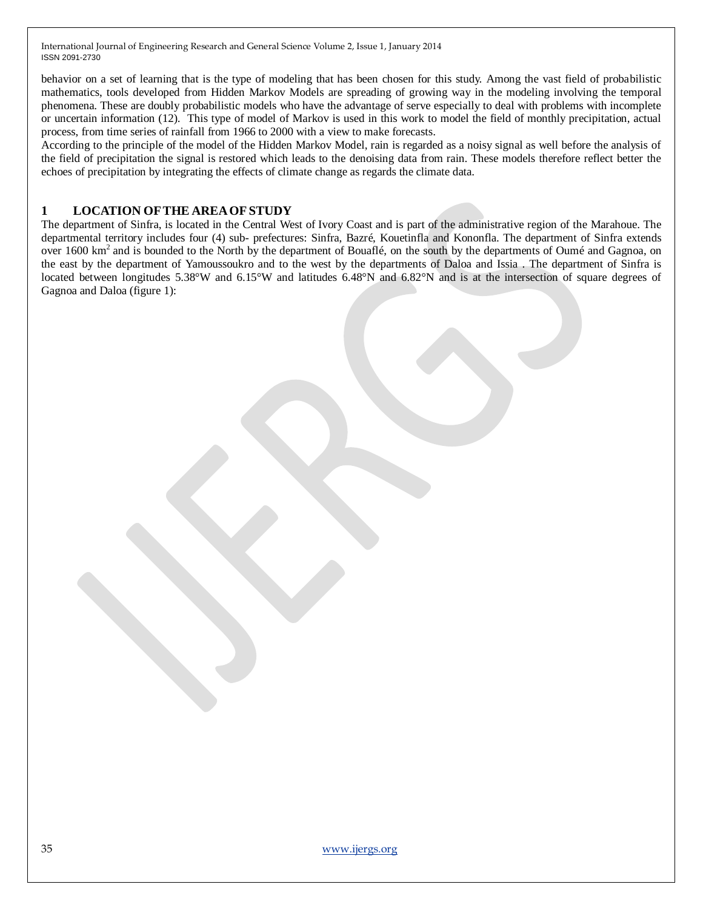behavior on a set of learning that is the type of modeling that has been chosen for this study. Among the vast field of probabilistic mathematics, tools developed from Hidden Markov Models are spreading of growing way in the modeling involving the temporal phenomena. These are doubly probabilistic models who have the advantage of serve especially to deal with problems with incomplete or uncertain information (12). This type of model of Markov is used in this work to model the field of monthly precipitation, actual process, from time series of rainfall from 1966 to 2000 with a view to make forecasts.

According to the principle of the model of the Hidden Markov Model, rain is regarded as a noisy signal as well before the analysis of the field of precipitation the signal is restored which leads to the denoising data from rain. These models therefore reflect better the echoes of precipitation by integrating the effects of climate change as regards the climate data.

## 1 LOCATION OF THE AREA OF STUDY

The department of Sinfra, is located in the Central West of Ivory Coast and is part of the administrative region of the Marahoue. The departmental territory includes four (4) sub- prefectures: Sinfra, Bazré, Kouetinfla and Kononfla. The department of Sinfra extends over 1600 $km^2$ and is bounded to the North by the department of Bouaflé, on the south by the departments of Oumé and Gagnoa, on the east by the department of Yamoussoukro and to the west by the departments of Daloa and Issia . The department of Sinfra is located between longitudes 5.38°W and 6.15°W and latitudes 6.48°N and 6.82°N and is at the intersection of square degrees of Gagnoa and Daloa (figure 1):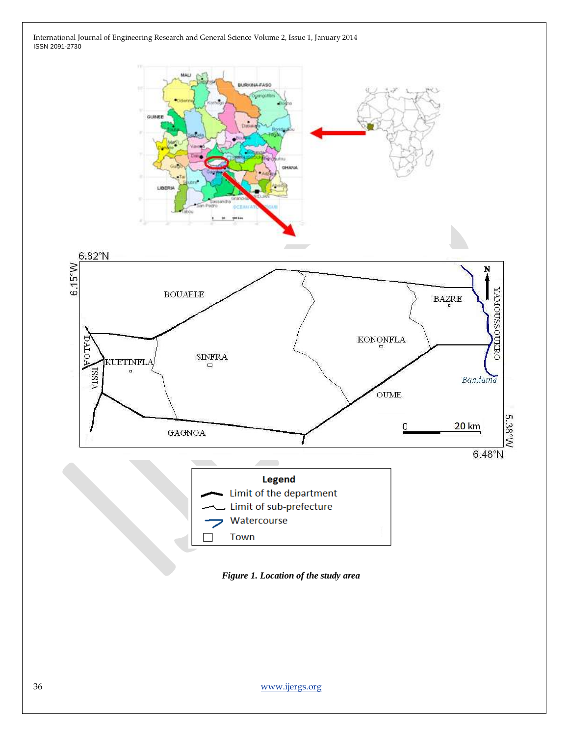6.82°N

6.15°W

BOUAFLE

BAZRE

YAMOUSSOUKRO

KONONFLA

DALOA

KUETINFLA

SINFRA

ISSIA

Bandama

OUME

0 20 km

GAGNOA

5.38°W

6.48°N

Legend

Limit of the department

Limit of sub-prefecture

Watercourse

Town

*Figure 1. Location of the study area*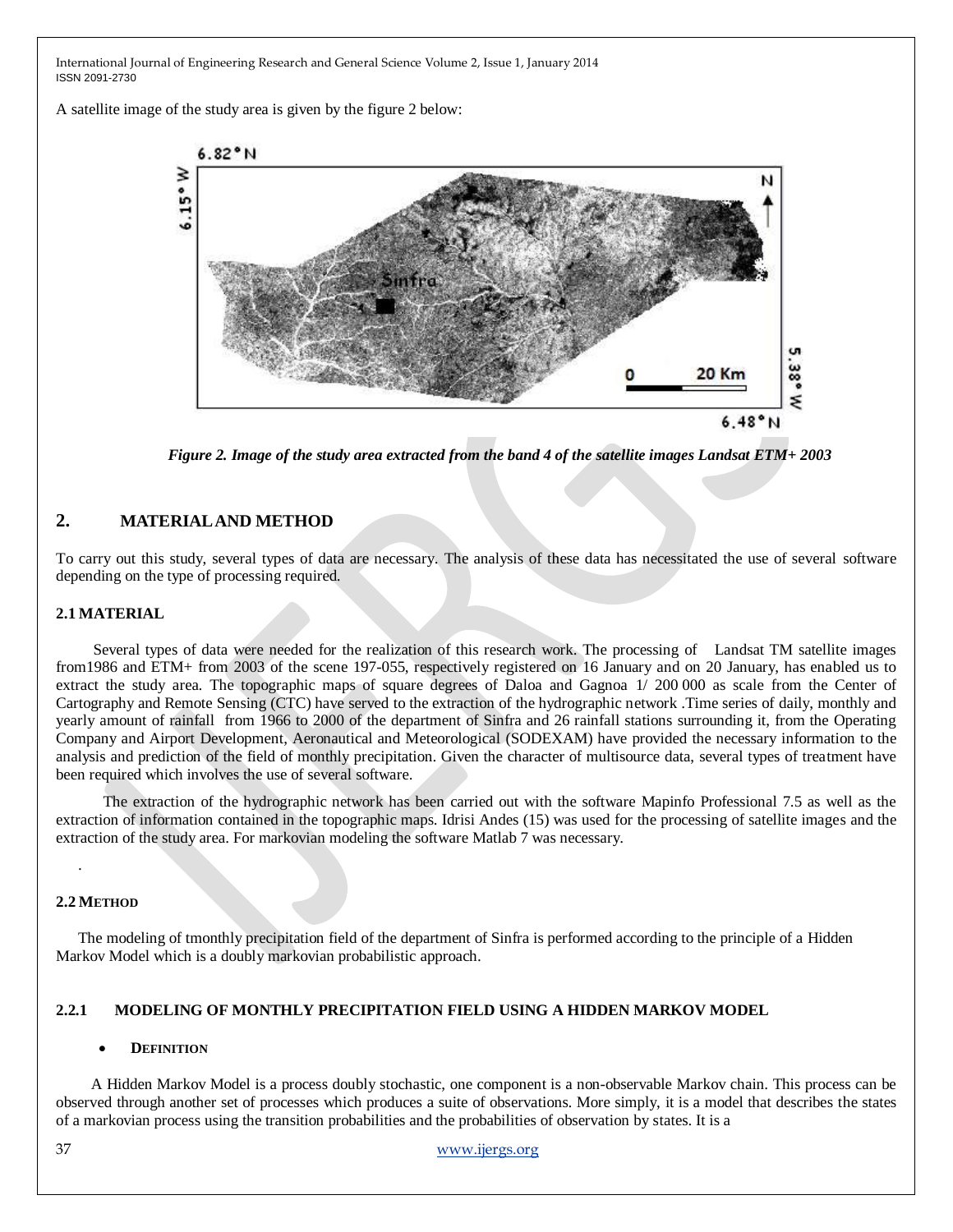A satellite image of the study area is given by the figure 2 below:

*Figure 2. Image of the study area extracted from the band 4 of the satellite images Landsat ETM+ 2003*

## 2. MATERIAL AND METHOD

To carry out this study, several types of data are necessary. The analysis of these data has necessitated the use of several software depending on the type of processing required.

### 2.1 MATERIAL

Several types of data were needed for the realization of this research work. The processing of Landsat TM satellite images from1986 and ETM+ from 2003 of the scene 197-055, respectively registered on 16 January and on 20 January, has enabled us to extract the study area. The topographic maps of square degrees of Daloa and Gagnoa 1/ 200 000 as scale from the Center of Cartography and Remote Sensing (CTC) have served to the extraction of the hydrographic network .Time series of daily, monthly and yearly amount of rainfall from 1966 to 2000 of the department of Sinfra and 26 rainfall stations surrounding it, from the Operating Company and Airport Development, Aeronautical and Meteorological (SODEXAM) have provided the necessary information to the analysis and prediction of the field of monthly precipitation. Given the character of multisource data, several types of treatment have been required which involves the use of several software.

The extraction of the hydrographic network has been carried out with the software Mapinfo Professional 7.5 as well as the extraction of information contained in the topographic maps. Idrisi Andes (15) was used for the processing of satellite images and the extraction of the study area. For markovian modeling the software Matlab 7 was necessary.

.

### 2.2 METHOD

The modeling of tmonthly precipitation field of the department of Sinfra is performed according to the principle of a Hidden Markov Model which is a doubly markovian probabilistic approach.

#### 2.2.1 MODELING OF MONTHLY PRECIPITATION FIELD USING A HIDDEN MARKOV MODEL

- **DEFINITION**

A Hidden Markov Model is a process doubly stochastic, one component is a non-observable Markov chain. This process can be observed through another set of processes which produces a suite of observations. More simply, it is a model that describes the states of a markovian process using the transition probabilities and the probabilities of observation by states. It is a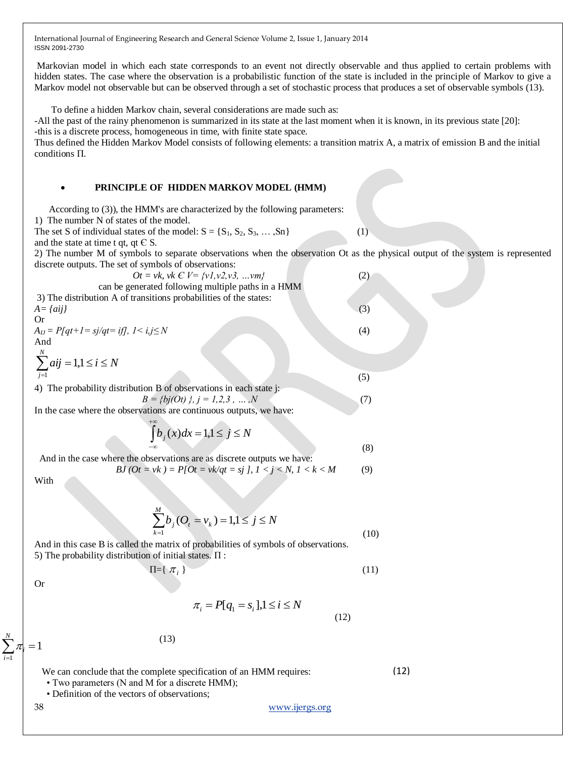Markovian model in which each state corresponds to an event not directly observable and thus applied to certain problems with hidden states. The case where the observation is a probabilistic function of the state is included in the principle of Markov to give a Markov model not observable but can be observed through a set of stochastic process that produces a set of observable symbols (13).

To define a hidden Markov chain, several considerations are made such as:

-All the past of the rainy phenomenon is summarized in its state at the last moment when it is known, in its previous state [20]:

-this is a discrete process, homogeneous in time, with finite state space.

Thus defined the Hidden Markov Model consists of following elements: a transition matrix A, a matrix of emission B and the initial conditions Π.

- **PRINCIPLE OF HIDDEN MARKOV MODEL (HMM)**

According to (3)), the HMM's are characterized by the following parameters:

1) The number N of states of the model.

The set S of individual states of the model: $S = \{S_1, S_2, S_3, \dots, S_n\}$ (1)

and the state at time t qt, qt Є S.

2) The number M of symbols to separate observations when the observation Ot as the physical output of the system is represented discrete outputs. The set of symbols of observations:

$$O_t = v_k,\ v_k \in V = \{v_1, v_2, v_3, \dots v_m\} \quad (2)$$

can be generated following multiple paths in a HMM

3) The distribution A of transitions probabilities of the states:

$$A = \{a_{ij}\} \quad (3)$$

Or

$$A_{IJ} = P[q_{t+1} = s_j / q_t = i_f],\ 1 < i,j \leq N \quad (4)$$

And

$$\sum_{j=1}^{N} a_{ij} = 1, 1 \leq i \leq N \quad (5)$$

4) The probability distribution B of observations in each state j:

$$B = \{b_j(O_t)\},\ j = 1,2,3,\ \dots, N \quad (7)$$

In the case where the observations are continuous outputs, we have:

$$\int_{-\infty}^{+\infty} b_j(x)dx = 1, 1 \leq j \leq N \quad (8)$$

And in the case where the observations are as discrete outputs we have:

$$B_J(O_t = v_k) = P[O_t = v_k / q_t = s_j],\ 1 < j < N,\ 1 < k < M \quad (9)$$

With

$$\sum_{k=1}^{M} b_j(O_t = v_k) = 1, 1 \leq j \leq N \quad (10)$$

And in this case B is called the matrix of probabilities of symbols of observations.

5) The probability distribution of initial states. Π :

$$\Pi = \{\pi_i\} \quad (11)$$

Or

$$\pi_i = P[q_1 = s_i], 1 \leq i \leq N \quad (12)$$

$$\sum_{i=1}^{N} \pi_i = 1 \quad (13)$$

We can conclude that the complete specification of an HMM requires: (12)

- Two parameters (N and M for a discrete HMM);
- Definition of the vectors of observations;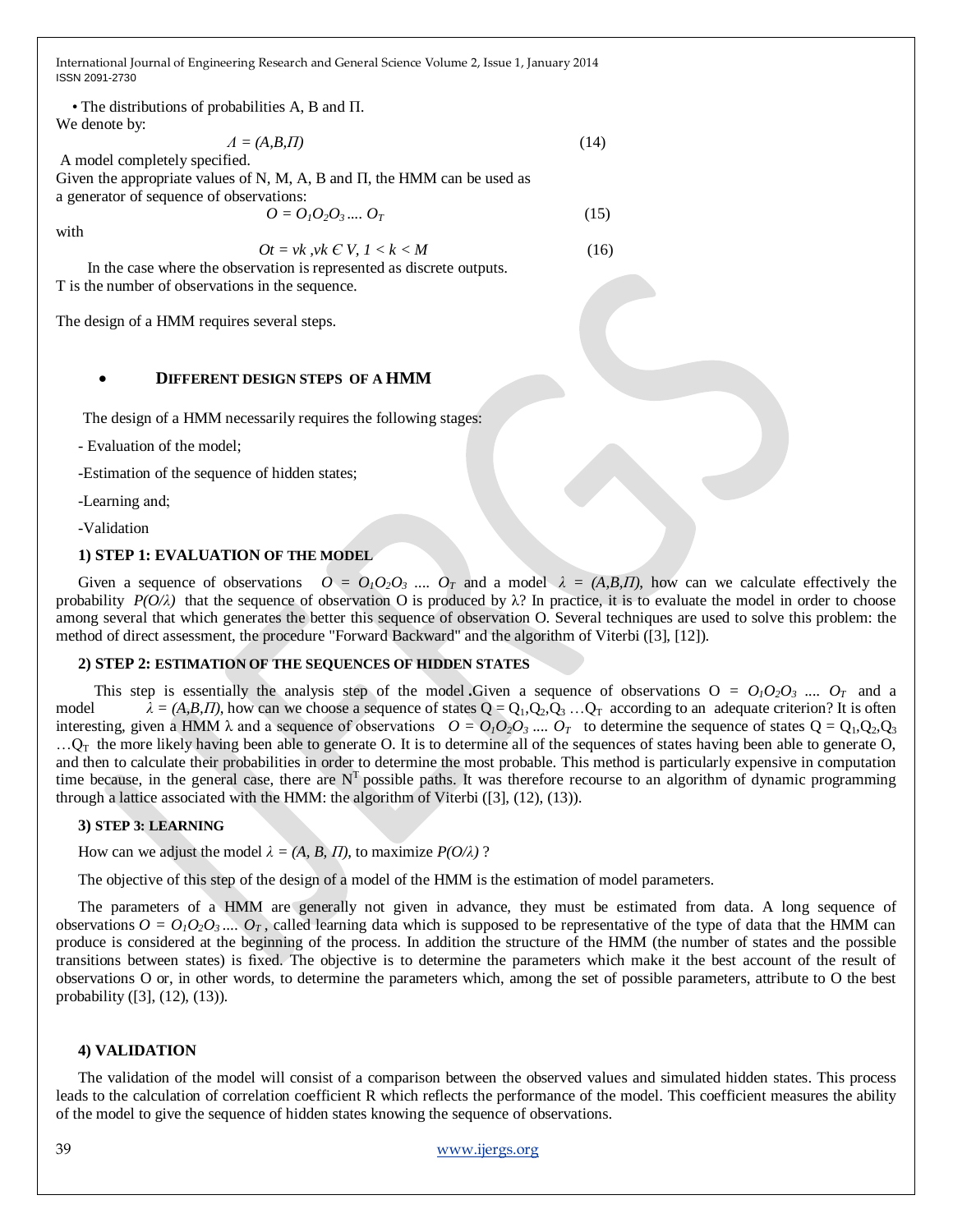- The distributions of probabilities A, B and Π.

We denote by:

$$\Lambda = (A,B,\Pi) \tag{14}$$

A model completely specified.

Given the appropriate values of N, M, A, B and Π, the HMM can be used as a generator of sequence of observations:

$$O = O_1O_2O_3 .... O_T \tag{15}$$

with

$$Ot = vk ,vk \in V, 1 < k < M \tag{16}$$

In the case where the observation is represented as discrete outputs.

T is the number of observations in the sequence.

The design of a HMM requires several steps.

- **DIFFERENT DESIGN STEPS OF A HMM**

The design of a HMM necessarily requires the following stages:

- Evaluation of the model;

-Estimation of the sequence of hidden states;

-Learning and;

-Validation

### 1) STEP 1: EVALUATION OF THE MODEL

Given a sequence of observations $O = O_1O_2O_3 .... O_T$ and a model $\lambda = (A,B,\Pi)$, how can we calculate effectively the probability $P(O/\lambda)$ that the sequence of observation O is produced by λ? In practice, it is to evaluate the model in order to choose among several that which generates the better this sequence of observation O. Several techniques are used to solve this problem: the method of direct assessment, the procedure "Forward Backward" and the algorithm of Viterbi ([3], [12]).

### 2) STEP 2: ESTIMATION OF THE SEQUENCES OF HIDDEN STATES

This step is essentially the analysis step of the model .Given a sequence of observations $O = O_1O_2O_3 .... O_T$ and a model $\lambda = (A,B,\Pi)$, how can we choose a sequence of states $Q = Q_1,Q_2,Q_3 \ldots Q_T$ according to an adequate criterion? It is often interesting, given a HMM λ and a sequence of observations $O = O_1O_2O_3 .... O_T$ to determine the sequence of states $Q = Q_1,Q_2,Q_3 \ldots Q_T$ the more likely having been able to generate O. It is to determine all of the sequences of states having been able to generate O, and then to calculate their probabilities in order to determine the most probable. This method is particularly expensive in computation time because, in the general case, there are $N^T$ possible paths. It was therefore recourse to an algorithm of dynamic programming through a lattice associated with the HMM: the algorithm of Viterbi ([3], (12), (13)).

### 3) STEP 3: LEARNING

How can we adjust the model $\lambda = (A, B, \Pi)$, to maximize $P(O/\lambda)$ ?

The objective of this step of the design of a model of the HMM is the estimation of model parameters.

The parameters of a HMM are generally not given in advance, they must be estimated from data. A long sequence of observations $O = O_1O_2O_3 .... O_T$ , called learning data which is supposed to be representative of the type of data that the HMM can produce is considered at the beginning of the process. In addition the structure of the HMM (the number of states and the possible transitions between states) is fixed. The objective is to determine the parameters which make it the best account of the result of observations O or, in other words, to determine the parameters which, among the set of possible parameters, attribute to O the best probability ([3], (12), (13)).

### 4) VALIDATION

The validation of the model will consist of a comparison between the observed values and simulated hidden states. This process leads to the calculation of correlation coefficient R which reflects the performance of the model. This coefficient measures the ability of the model to give the sequence of hidden states knowing the sequence of observations.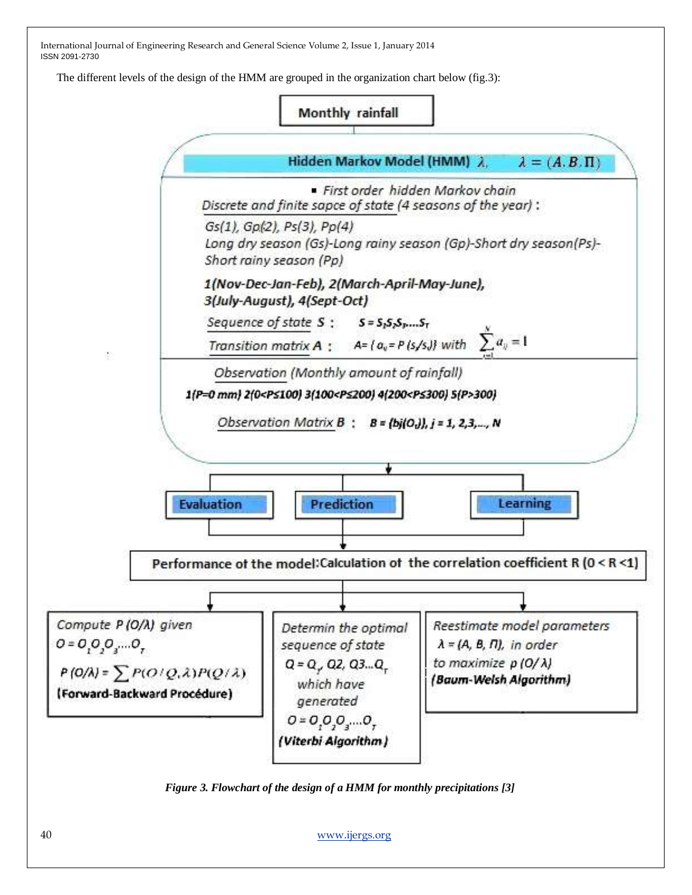The different levels of the design of the HMM are grouped in the organization chart below (fig.3):

Monthly rainfall

Hidden Markov Model (HMM) $\lambda$, $\lambda = (A, B, \Pi)$

- *First order hidden Markov chain*

*Discrete and finite sapce of state (4 seasons of the year)* :

*Gs(1), Gp(2), Ps(3), Pp(4)*

*Long dry season (Gs)-Long rainy season (Gp)-Short dry season(Ps)-Short rainy season (Pp)*

***1(Nov-Dec-Jan-Feb), 2(March-April-May-June), 3(July-August), 4(Sept-Oct)***

*Sequence of state S* : $S = S_1S_2S_3....S_T$

*Transition matrix A* : $A = \{a_{ij} = P(s_j/s_i)\}$ with $\sum_{j=1}^{N} a_{ij} = 1$

*Observation (Monthly amount of rainfall)*

***1(P=0 mm) 2(0<P≤100) 3(100<P≤200) 4(200<P≤300) 5(P>300)***

*Observation Matrix B* : $B = \{b_j(O_t)\}, j = 1, 2, 3, ..., N$

Evaluation

Prediction

Learning

Performance of the model: Calculation of the correlation coefficient R (0 < R <1)

Compute $P(O/\lambda)$ given $O = O_1O_2O_3....O_T$

$P(O/\lambda) = \sum P(O/Q,\lambda)P(Q/\lambda)$

**(Forward-Backward Procédure)**

Determin the optimal sequence of state $Q = Q_1, Q2, Q3...Q_T$ which have generated $O = O_1O_2O_3....O_T$

***(Viterbi Algorithm)***

Reestimate model parameters $\lambda = (A, B, \Pi)$, in order to maximize $p(O/\lambda)$

***(Baum-Welsh Algorithm)***

*Figure 3. Flowchart of the design of a HMM for monthly precipitations [3]*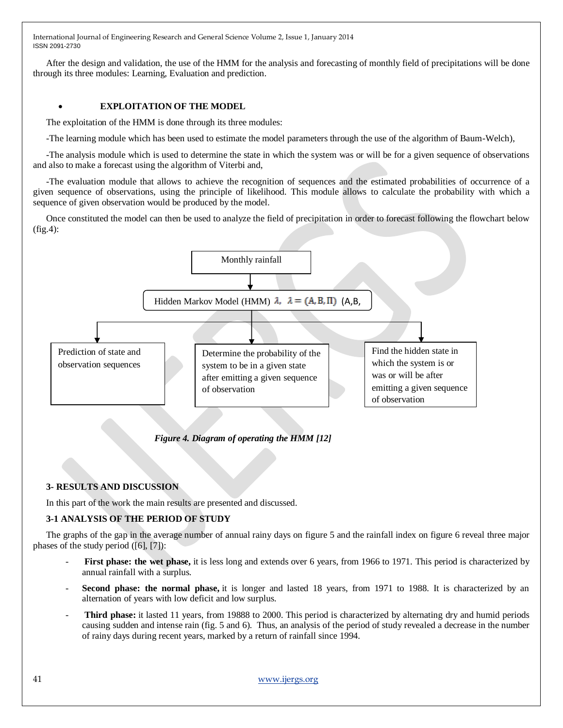After the design and validation, the use of the HMM for the analysis and forecasting of monthly field of precipitations will be done through its three modules: Learning, Evaluation and prediction.

- **EXPLOITATION OF THE MODEL**

The exploitation of the HMM is done through its three modules:

-The learning module which has been used to estimate the model parameters through the use of the algorithm of Baum-Welch),

-The analysis module which is used to determine the state in which the system was or will be for a given sequence of observations and also to make a forecast using the algorithm of Viterbi and,

-The evaluation module that allows to achieve the recognition of sequences and the estimated probabilities of occurrence of a given sequence of observations, using the principle of likelihood. This module allows to calculate the probability with which a sequence of given observation would be produced by the model.

Once constituted the model can then be used to analyze the field of precipitation in order to forecast following the flowchart below (fig.4):

Monthly rainfall

Hidden Markov Model (HMM) $\lambda$, $\lambda = (A, B, \Pi)$ (A,B,

Prediction of state and observation sequences

Determine the probability of the system to be in a given state after emitting a given sequence of observation

Find the hidden state in which the system is or was or will be after emitting a given sequence of observation

*Figure 4. Diagram of operating the HMM [12]*

## 3- RESULTS AND DISCUSSION

In this part of the work the main results are presented and discussed.

### 3-1 ANALYSIS OF THE PERIOD OF STUDY

The graphs of the gap in the average number of annual rainy days on figure 5 and the rainfall index on figure 6 reveal three major phases of the study period ([6], [7]):

- **First phase: the wet phase,** it is less long and extends over 6 years, from 1966 to 1971. This period is characterized by annual rainfall with a surplus.
- **Second phase: the normal phase,** it is longer and lasted 18 years, from 1971 to 1988. It is characterized by an alternation of years with low deficit and low surplus.
- **Third phase:** it lasted 11 years, from 19888 to 2000. This period is characterized by alternating dry and humid periods causing sudden and intense rain (fig. 5 and 6). Thus, an analysis of the period of study revealed a decrease in the number of rainy days during recent years, marked by a return of rainfall since 1994.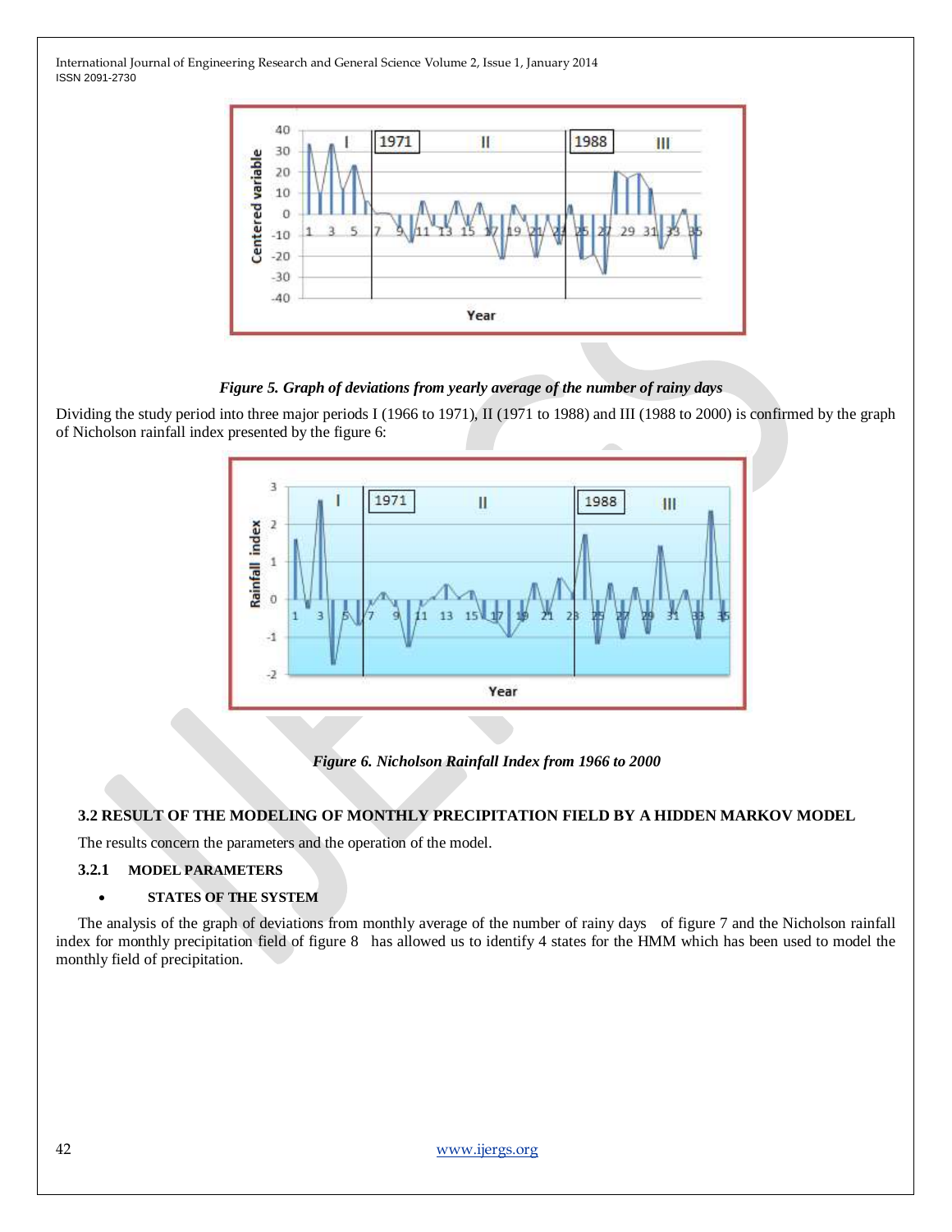40
30
20
10
0
-10
-20
-30
-40

Centered variable

I
1971
II
1988
III

1 3 5 7 9 11 13 15 17 19 21 23 25 27 29 31 33 35

Year

*Figure 5. Graph of deviations from yearly average of the number of rainy days*

Dividing the study period into three major periods I (1966 to 1971), II (1971 to 1988) and III (1988 to 2000) is confirmed by the graph of Nicholson rainfall index presented by the figure 6:

3
2
1
0
-1
-2

Rainfall index

I
1971
II
1988
III

1 3 5 7 9 11 13 15 17 19 21 23 25 27 29 31 33 35

Year

*Figure 6. Nicholson Rainfall Index from 1966 to 2000*

## 3.2 RESULT OF THE MODELING OF MONTHLY PRECIPITATION FIELD BY A HIDDEN MARKOV MODEL

The results concern the parameters and the operation of the model.

### 3.2.1 MODEL PARAMETERS

- **STATES OF THE SYSTEM**

The analysis of the graph of deviations from monthly average of the number of rainy days of figure 7 and the Nicholson rainfall index for monthly precipitation field of figure 8 has allowed us to identify 4 states for the HMM which has been used to model the monthly field of precipitation.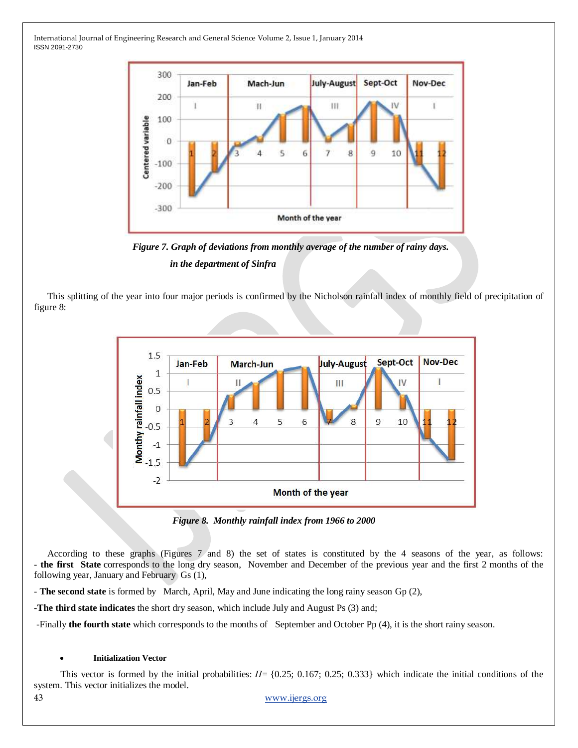Jan-Feb

Mach-Jun

July-August

Sept-Oct

Nov-Dec

I

II

III

IV

I

300

200

100

0

-100

-200

-300

Centered variable

1 2 3 4 5 6 7 8 9 10 11 12

Month of the year

*Figure 7. Graph of deviations from monthly average of the number of rainy days.*

*in the department of Sinfra*

This splitting of the year into four major periods is confirmed by the Nicholson rainfall index of monthly field of precipitation of figure 8:

Jan-Feb

March-Jun

July-August

Sept-Oct

Nov-Dec

I

II

III

IV

I

1.5

1

0.5

0

-0.5

-1

-1.5

-2

Monthy rainfall index

1 2 3 4 5 6 7 8 9 10 11 12

Month of the year

*Figure 8. Monthly rainfall index from 1966 to 2000*

According to these graphs (Figures 7 and 8) the set of states is constituted by the 4 seasons of the year, as follows:
- **the first State** corresponds to the long dry season, November and December of the previous year and the first 2 months of the following year, January and February Gs (1),

- **The second state** is formed by March, April, May and June indicating the long rainy season Gp (2),

-**The third state indicates** the short dry season, which include July and August Ps (3) and;

-Finally **the fourth state** which corresponds to the months of September and October Pp (4), it is the short rainy season.

- **Initialization Vector**

This vector is formed by the initial probabilities: *Π*= {0.25; 0.167; 0.25; 0.333} which indicate the initial conditions of the system. This vector initializes the model.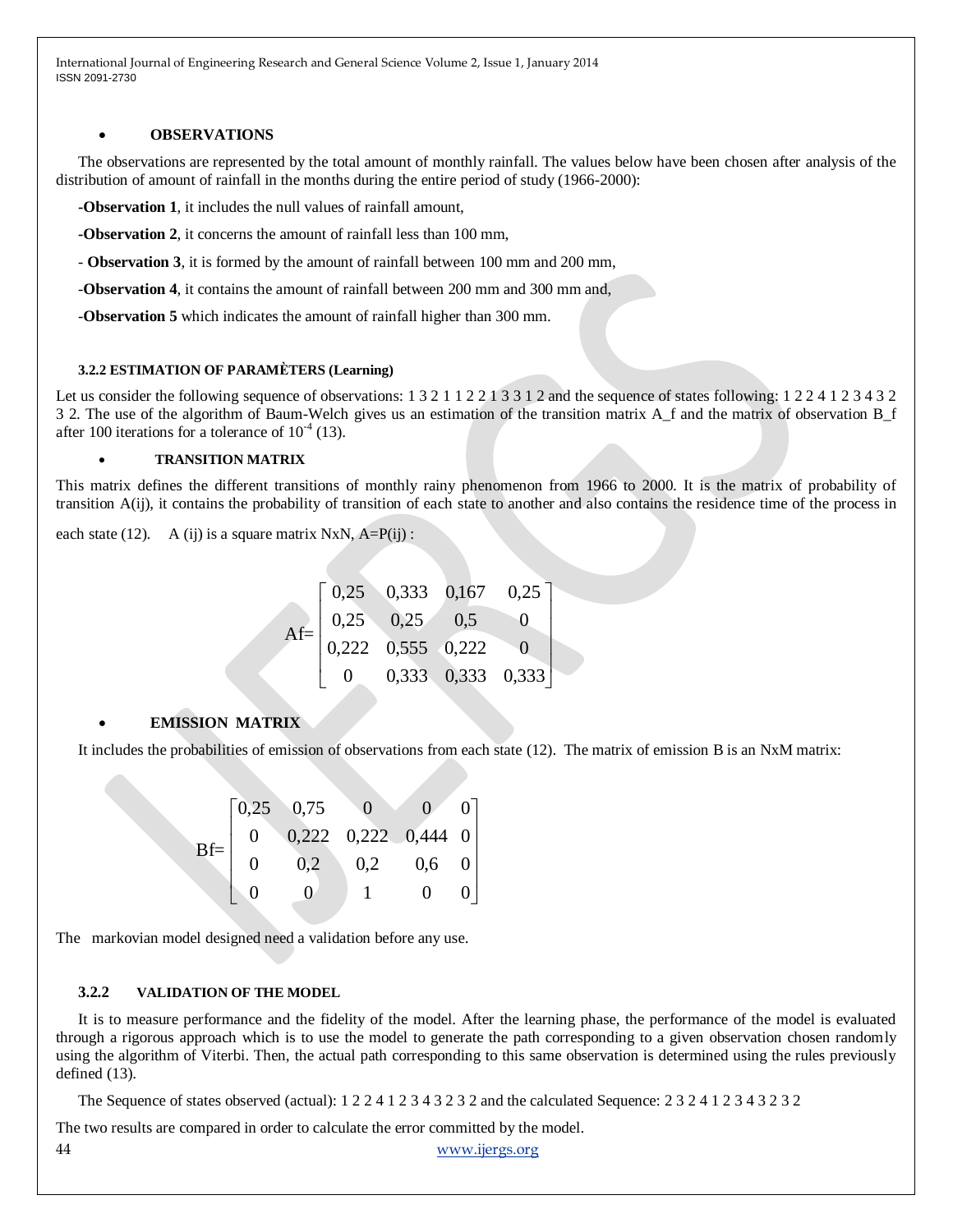- **OBSERVATIONS**

The observations are represented by the total amount of monthly rainfall. The values below have been chosen after analysis of the distribution of amount of rainfall in the months during the entire period of study (1966-2000):

-**Observation 1**, it includes the null values of rainfall amount,

-**Observation 2**, it concerns the amount of rainfall less than 100 mm,

- **Observation 3**, it is formed by the amount of rainfall between 100 mm and 200 mm,

-**Observation 4**, it contains the amount of rainfall between 200 mm and 300 mm and,

-**Observation 5** which indicates the amount of rainfall higher than 300 mm.

#### 3.2.2 ESTIMATION OF PARAMÈTERS (Learning)

Let us consider the following sequence of observations: 1 3 2 1 1 2 2 1 3 3 1 2 and the sequence of states following: 1 2 2 4 1 2 3 4 3 2 3 2. The use of the algorithm of Baum-Welch gives us an estimation of the transition matrix A_f and the matrix of observation B_f after 100 iterations for a tolerance of $10^{-4}$ (13).

- **TRANSITION MATRIX**

This matrix defines the different transitions of monthly rainy phenomenon from 1966 to 2000. It is the matrix of probability of transition A(ij), it contains the probability of transition of each state to another and also contains the residence time of the process in each state (12). A (ij) is a square matrix NxN, A=P(ij) :

$$Af=\begin{bmatrix} 0{,}25 & 0{,}333 & 0{,}167 & 0{,}25 \\ 0{,}25 & 0{,}25 & 0{,}5 & 0 \\ 0{,}222 & 0{,}555 & 0{,}222 & 0 \\ 0 & 0{,}333 & 0{,}333 & 0{,}333 \end{bmatrix}$$

- **EMISSION MATRIX**

It includes the probabilities of emission of observations from each state (12). The matrix of emission B is an NxM matrix:

$$Bf=\begin{bmatrix} 0{,}25 & 0{,}75 & 0 & 0 & 0 \\ 0 & 0{,}222 & 0{,}222 & 0{,}444 & 0 \\ 0 & 0{,}2 & 0{,}2 & 0{,}6 & 0 \\ 0 & 0 & 1 & 0 & 0 \end{bmatrix}$$

The markovian model designed need a validation before any use.

#### 3.2.2 VALIDATION OF THE MODEL

It is to measure performance and the fidelity of the model. After the learning phase, the performance of the model is evaluated through a rigorous approach which is to use the model to generate the path corresponding to a given observation chosen randomly using the algorithm of Viterbi. Then, the actual path corresponding to this same observation is determined using the rules previously defined (13).

The Sequence of states observed (actual): 1 2 2 4 1 2 3 4 3 2 3 2 and the calculated Sequence: 2 3 2 4 1 2 3 4 3 2 3 2

The two results are compared in order to calculate the error committed by the model.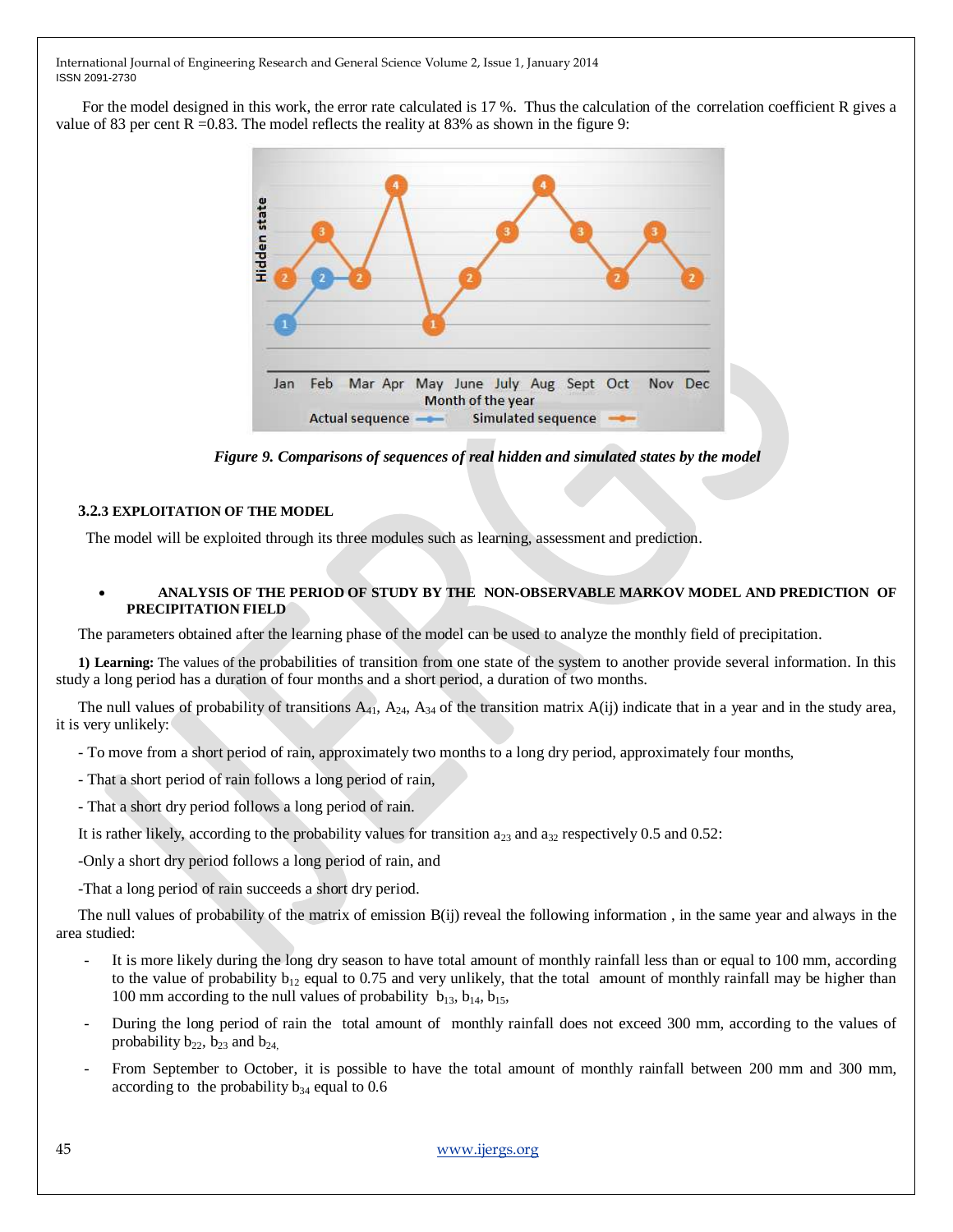For the model designed in this work, the error rate calculated is 17 %. Thus the calculation of the correlation coefficient R gives a value of 83 per cent R =0.83. The model reflects the reality at 83% as shown in the figure 9:

Hidden state

Jan Feb Mar Apr May June July Aug Sept Oct Nov Dec

Month of the year

Actual sequence — Simulated sequence

*Figure 9. Comparisons of sequences of real hidden and simulated states by the model*

### 3.2.3 EXPLOITATION OF THE MODEL

The model will be exploited through its three modules such as learning, assessment and prediction.

- **ANALYSIS OF THE PERIOD OF STUDY BY THE NON-OBSERVABLE MARKOV MODEL AND PREDICTION OF PRECIPITATION FIELD**

The parameters obtained after the learning phase of the model can be used to analyze the monthly field of precipitation.

**1) Learning:** The values of the probabilities of transition from one state of the system to another provide several information. In this study a long period has a duration of four months and a short period, a duration of two months.

The null values of probability of transitions $A_{41}$, $A_{24}$, $A_{34}$ of the transition matrix A(ij) indicate that in a year and in the study area, it is very unlikely:

- To move from a short period of rain, approximately two months to a long dry period, approximately four months,

- That a short period of rain follows a long period of rain,

- That a short dry period follows a long period of rain.

It is rather likely, according to the probability values for transition $a_{23}$ and $a_{32}$ respectively 0.5 and 0.52:

-Only a short dry period follows a long period of rain, and

-That a long period of rain succeeds a short dry period.

The null values of probability of the matrix of emission B(ij) reveal the following information , in the same year and always in the area studied:

- It is more likely during the long dry season to have total amount of monthly rainfall less than or equal to 100 mm, according to the value of probability $b_{12}$ equal to 0.75 and very unlikely, that the total amount of monthly rainfall may be higher than 100 mm according to the null values of probability $b_{13}$, $b_{14}$, $b_{15}$,
- During the long period of rain the total amount of monthly rainfall does not exceed 300 mm, according to the values of probability $b_{22}$, $b_{23}$ and $b_{24}$,
- From September to October, it is possible to have the total amount of monthly rainfall between 200 mm and 300 mm, according to the probability $b_{34}$ equal to 0.6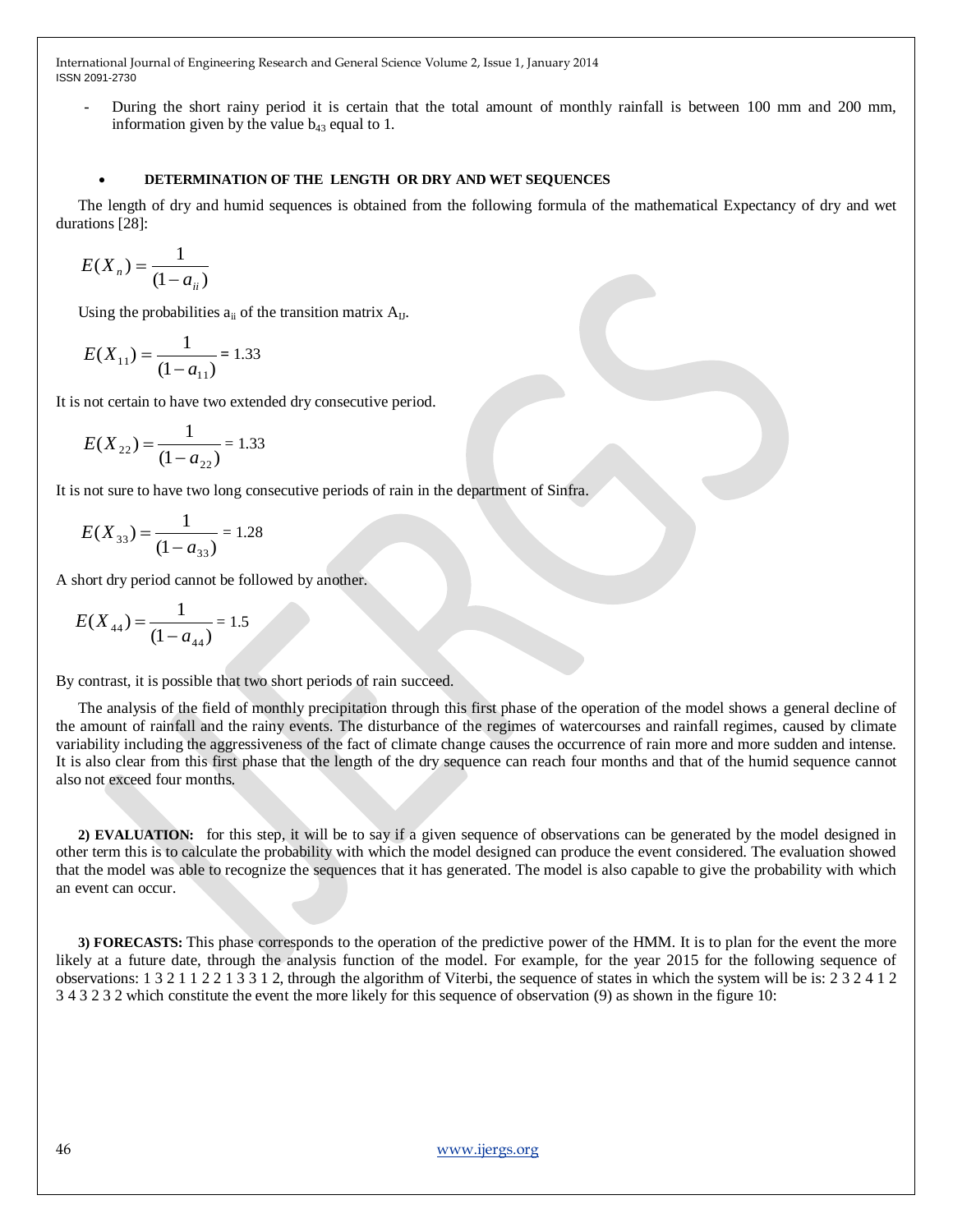- During the short rainy period it is certain that the total amount of monthly rainfall is between 100 mm and 200 mm, information given by the value $b_{43}$ equal to 1.

- **DETERMINATION OF THE LENGTH OR DRY AND WET SEQUENCES**

The length of dry and humid sequences is obtained from the following formula of the mathematical Expectancy of dry and wet durations [28]:

$$E(X_n) = \frac{1}{(1-a_{ii})}$$

Using the probabilities $a_{ii}$ of the transition matrix $A_{IJ}$.

$$E(X_{11}) = \frac{1}{(1-a_{11})} = 1.33$$

It is not certain to have two extended dry consecutive period.

$$E(X_{22}) = \frac{1}{(1-a_{22})} = 1.33$$

It is not sure to have two long consecutive periods of rain in the department of Sinfra.

$$E(X_{33}) = \frac{1}{(1-a_{33})} = 1.28$$

A short dry period cannot be followed by another.

$$E(X_{44}) = \frac{1}{(1-a_{44})} = 1.5$$

By contrast, it is possible that two short periods of rain succeed.

The analysis of the field of monthly precipitation through this first phase of the operation of the model shows a general decline of the amount of rainfall and the rainy events. The disturbance of the regimes of watercourses and rainfall regimes, caused by climate variability including the aggressiveness of the fact of climate change causes the occurrence of rain more and more sudden and intense. It is also clear from this first phase that the length of the dry sequence can reach four months and that of the humid sequence cannot also not exceed four months.

**2) EVALUATION:** for this step, it will be to say if a given sequence of observations can be generated by the model designed in other term this is to calculate the probability with which the model designed can produce the event considered. The evaluation showed that the model was able to recognize the sequences that it has generated. The model is also capable to give the probability with which an event can occur.

**3) FORECASTS:** This phase corresponds to the operation of the predictive power of the HMM. It is to plan for the event the more likely at a future date, through the analysis function of the model. For example, for the year 2015 for the following sequence of observations: 1 3 2 1 1 2 2 1 3 3 1 2, through the algorithm of Viterbi, the sequence of states in which the system will be is: 2 3 2 4 1 2 3 4 3 2 3 2 which constitute the event the more likely for this sequence of observation (9) as shown in the figure 10: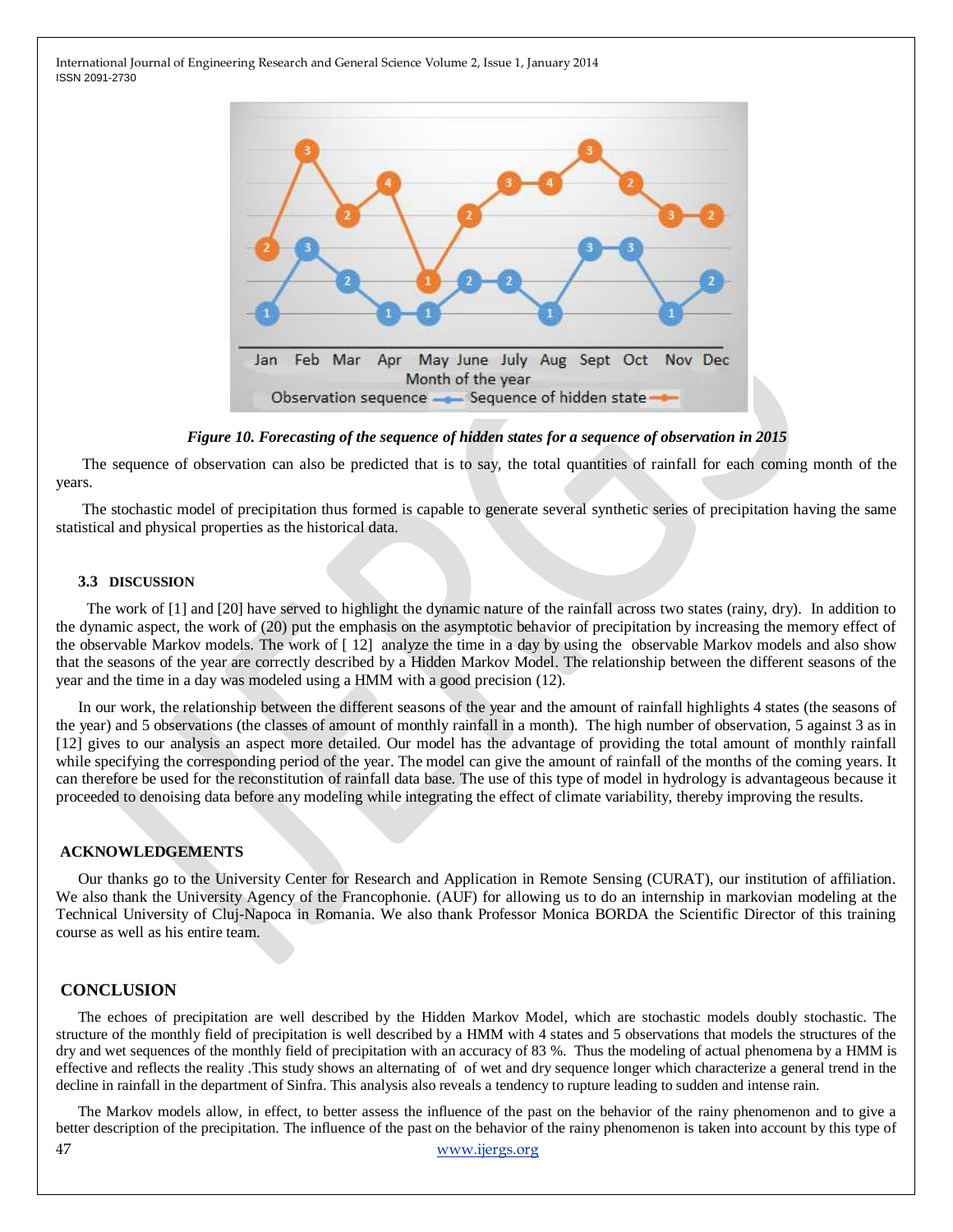Jan Feb Mar Apr May June July Aug Sept Oct Nov Dec

Month of the year

Observation sequence — Sequence of hidden state

2 3 2 4 1 2 3 4 3 2 3 2

1 3 2 1 1 2 2 1 3 3 1 2

***Figure 10. Forecasting of the sequence of hidden states for a sequence of observation in 2015***

The sequence of observation can also be predicted that is to say, the total quantities of rainfall for each coming month of the years.

The stochastic model of precipitation thus formed is capable to generate several synthetic series of precipitation having the same statistical and physical properties as the historical data.

### 3.3 DISCUSSION

The work of [1] and [20] have served to highlight the dynamic nature of the rainfall across two states (rainy, dry). In addition to the dynamic aspect, the work of (20) put the emphasis on the asymptotic behavior of precipitation by increasing the memory effect of the observable Markov models. The work of [ 12] analyze the time in a day by using the observable Markov models and also show that the seasons of the year are correctly described by a Hidden Markov Model. The relationship between the different seasons of the year and the time in a day was modeled using a HMM with a good precision (12).

In our work, the relationship between the different seasons of the year and the amount of rainfall highlights 4 states (the seasons of the year) and 5 observations (the classes of amount of monthly rainfall in a month). The high number of observation, 5 against 3 as in [12] gives to our analysis an aspect more detailed. Our model has the advantage of providing the total amount of monthly rainfall while specifying the corresponding period of the year. The model can give the amount of rainfall of the months of the coming years. It can therefore be used for the reconstitution of rainfall data base. The use of this type of model in hydrology is advantageous because it proceeded to denoising data before any modeling while integrating the effect of climate variability, thereby improving the results.

## ACKNOWLEDGEMENTS

Our thanks go to the University Center for Research and Application in Remote Sensing (CURAT), our institution of affiliation. We also thank the University Agency of the Francophonie. (AUF) for allowing us to do an internship in markovian modeling at the Technical University of Cluj-Napoca in Romania. We also thank Professor Monica BORDA the Scientific Director of this training course as well as his entire team.

## CONCLUSION

The echoes of precipitation are well described by the Hidden Markov Model, which are stochastic models doubly stochastic. The structure of the monthly field of precipitation is well described by a HMM with 4 states and 5 observations that models the structures of the dry and wet sequences of the monthly field of precipitation with an accuracy of 83 %. Thus the modeling of actual phenomena by a HMM is effective and reflects the reality .This study shows an alternating of of wet and dry sequence longer which characterize a general trend in the decline in rainfall in the department of Sinfra. This analysis also reveals a tendency to rupture leading to sudden and intense rain.

The Markov models allow, in effect, to better assess the influence of the past on the behavior of the rainy phenomenon and to give a better description of the precipitation. The influence of the past on the behavior of the rainy phenomenon is taken into account by this type of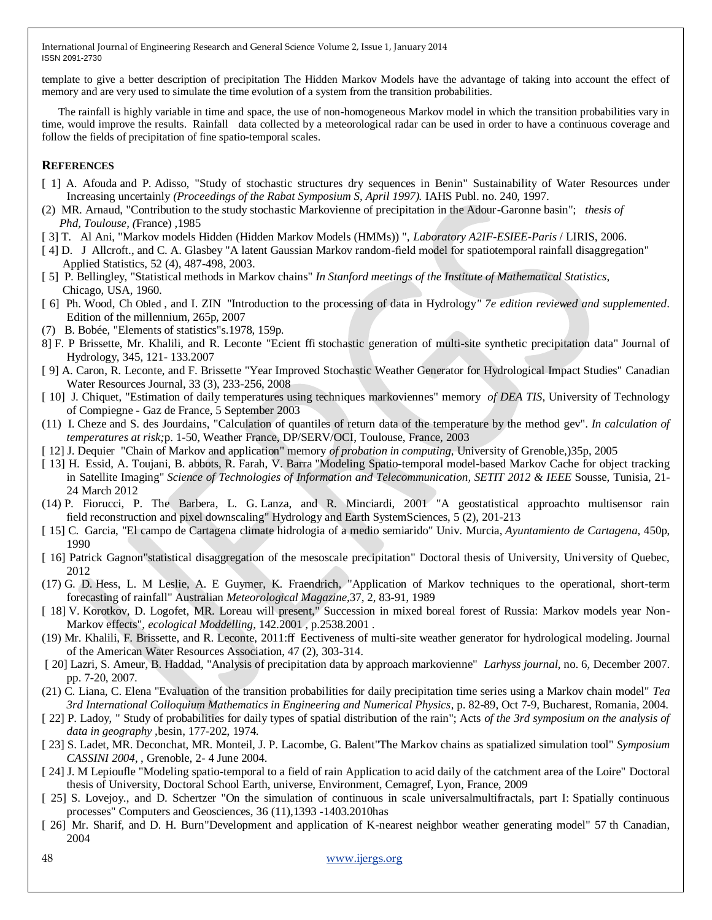template to give a better description of precipitation The Hidden Markov Models have the advantage of taking into account the effect of memory and are very used to simulate the time evolution of a system from the transition probabilities.

The rainfall is highly variable in time and space, the use of non-homogeneous Markov model in which the transition probabilities vary in time, would improve the results. Rainfall data collected by a meteorological radar can be used in order to have a continuous coverage and follow the fields of precipitation of fine spatio-temporal scales.

## REFERENCES

[ 1] A. Afouda and P. Adisso, "Study of stochastic structures dry sequences in Benin" Sustainability of Water Resources under Increasing uncertainly *(Proceedings of the Rabat Symposium S, April 1997).* IAHS Publ. no. 240, 1997.

(2) MR. Arnaud, "Contribution to the study stochastic Markovienne of precipitation in the Adour-Garonne basin"; *thesis of Phd, Toulouse, (*France) ,1985

[ 3] T. Al Ani, "Markov models Hidden (Hidden Markov Models (HMMs)) ", *Laboratory A2IF-ESIEE-Paris* / LIRIS, 2006.

[ 4] D. J Allcroft., and C. A. Glasbey "A latent Gaussian Markov random-field model for spatiotemporal rainfall disaggregation" Applied Statistics, 52 (4), 487-498, 2003.

[ 5] P. Bellingley, "Statistical methods in Markov chains" *In Stanford meetings of the Institute of Mathematical Statistics,* Chicago, USA, 1960.

[ 6] Ph. Wood, Ch Obled , and I. ZIN "Introduction to the processing of data in Hydrology*" 7e edition reviewed and supplemented*. Edition of the millennium, 265p, 2007

(7) B. Bobée, "Elements of statistics"s.1978, 159p.

8] F. P Brissette, Mr. Khalili, and R. Leconte "Ecient ffi stochastic generation of multi-site synthetic precipitation data" Journal of Hydrology, 345, 121- 133.2007

[ 9] A. Caron, R. Leconte, and F. Brissette "Year Improved Stochastic Weather Generator for Hydrological Impact Studies" Canadian Water Resources Journal, 33 (3), 233-256, 2008

[ 10] J. Chiquet, "Estimation of daily temperatures using techniques markoviennes" memory *of DEA TIS*, University of Technology of Compiegne - Gaz de France, 5 September 2003

(11) I. Cheze and S. des Jourdains, "Calculation of quantiles of return data of the temperature by the method gev". *In calculation of temperatures at risk;*p. 1-50, Weather France, DP/SERV/OCI, Toulouse, France, 2003

[ 12] J. Dequier "Chain of Markov and application" memory *of probation in computing*, University of Grenoble,)35p, 2005

[ 13] H. Essid, A. Toujani, B. abbots, R. Farah, V. Barra "Modeling Spatio-temporal model-based Markov Cache for object tracking in Satellite Imaging" *Science of Technologies of Information and Telecommunication, SETIT 2012 & IEEE* Sousse, Tunisia, 21-24 March 2012

(14) P. Fiorucci, P. The Barbera, L. G. Lanza, and R. Minciardi, 2001 "A geostatistical approachto multisensor rain field reconstruction and pixel downscaling" Hydrology and Earth SystemSciences, 5 (2), 201-213

[ 15] C. Garcia, "El campo de Cartagena climate hidrologia of a medio semiarido" Univ. Murcia, *Ayuntamiento de Cartagena*, 450p, 1990

[ 16] Patrick Gagnon"statistical disaggregation of the mesoscale precipitation" Doctoral thesis of University, University of Quebec, 2012

(17) G. D. Hess, L. M Leslie, A. E Guymer, K. Fraendrich, "Application of Markov techniques to the operational, short-term forecasting of rainfall" Australian *Meteorological Magazine,*37, 2, 83-91, 1989

[ 18] V. Korotkov, D. Logofet, MR. Loreau will present," Succession in mixed boreal forest of Russia: Markov models year Non-Markov effects", *ecological Moddelling*, 142.2001 , p.2538.2001 .

(19) Mr. Khalili, F. Brissette, and R. Leconte, 2011:ff Eectiveness of multi-site weather generator for hydrological modeling. Journal of the American Water Resources Association, 47 (2), 303-314.

[ 20] Lazri, S. Ameur, B. Haddad, "Analysis of precipitation data by approach markovienne" *Larhyss journal*, no. 6, December 2007. pp. 7-20, 2007.

(21) C. Liana, C. Elena "Evaluation of the transition probabilities for daily precipitation time series using a Markov chain model" *Tea 3rd International Colloquium Mathematics in Engineering and Numerical Physics*, p. 82-89, Oct 7-9, Bucharest, Romania, 2004.

[ 22] P. Ladoy, " Study of probabilities for daily types of spatial distribution of the rain"; Acts *of the 3rd symposium on the analysis of data in geography* ,besin, 177-202, 1974.

[ 23] S. Ladet, MR. Deconchat, MR. Monteil, J. P. Lacombe, G. Balent"The Markov chains as spatialized simulation tool" *Symposium CASSINI 2004*, , Grenoble, 2- 4 June 2004.

[ 24] J. M Lepioufle "Modeling spatio-temporal to a field of rain Application to acid daily of the catchment area of the Loire" Doctoral thesis of University, Doctoral School Earth, universe, Environment, Cemagref, Lyon, France, 2009

[ 25] S. Lovejoy., and D. Schertzer "On the simulation of continuous in scale universalmultifractals, part I: Spatially continuous processes" Computers and Geosciences, 36 (11),1393 -1403.2010has

[ 26] Mr. Sharif, and D. H. Burn"Development and application of K-nearest neighbor weather generating model" 57 th Canadian, 2004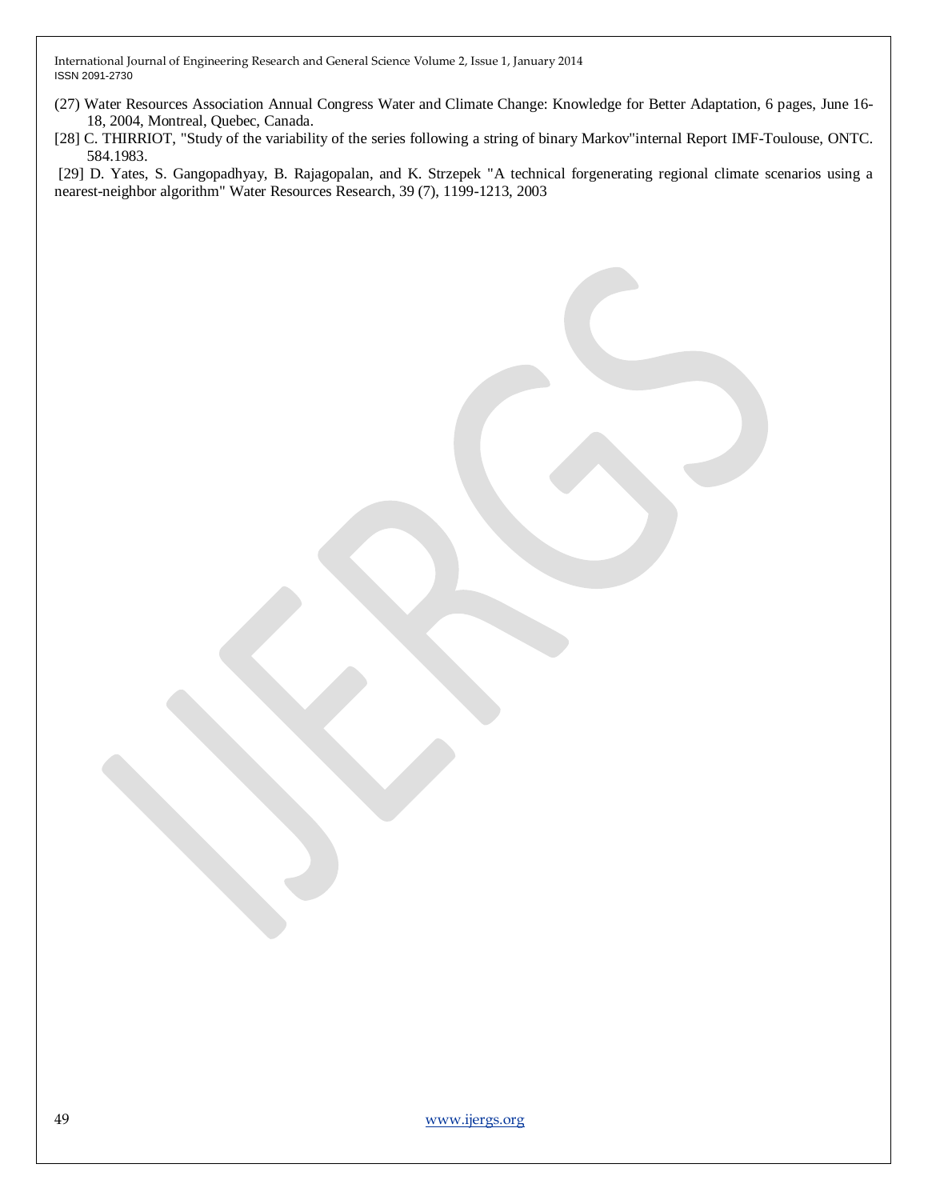(27) Water Resources Association Annual Congress Water and Climate Change: Knowledge for Better Adaptation, 6 pages, June 16-18, 2004, Montreal, Quebec, Canada.

[28] C. THIRRIOT, "Study of the variability of the series following a string of binary Markov"internal Report IMF-Toulouse, ONTC. 584.1983.

[29] D. Yates, S. Gangopadhyay, B. Rajagopalan, and K. Strzepek "A technical forgenerating regional climate scenarios using a nearest-neighbor algorithm" Water Resources Research, 39 (7), 1199-1213, 2003